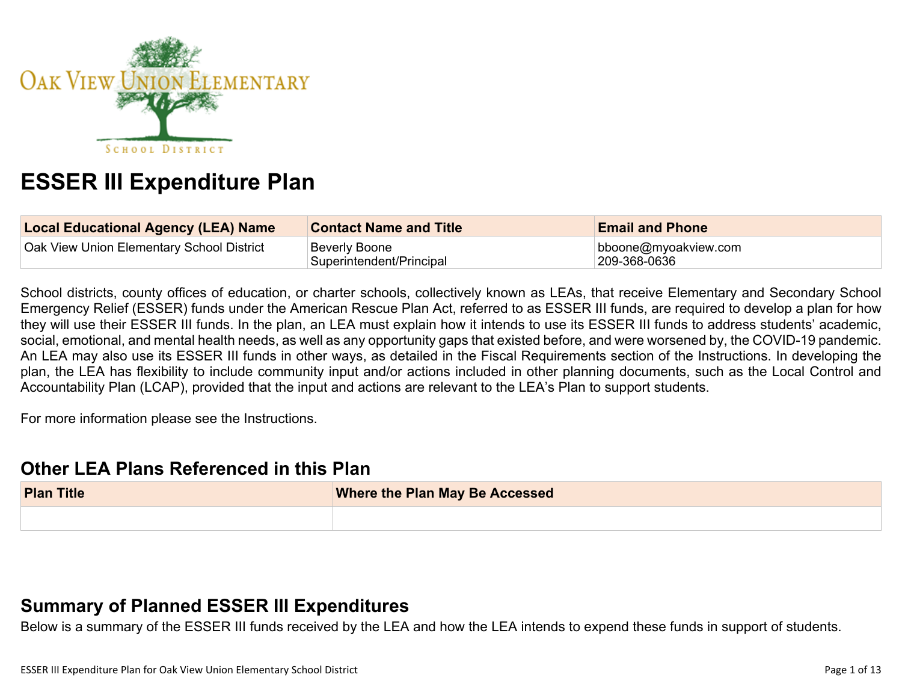# ESSER III Expenditure Plan

| Local Educational Agency (LEA) Name | Contact Name and Title | Email and Phone |
|---|---|---|
| Oak View Union Elementary School District | Beverly Boone<br>Superintendent/Principal | bboone@myoakview.com<br>209-368-0636 |

School districts, county offices of education, or charter schools, collectively known as LEAs, that receive Elementary and Secondary School Emergency Relief (ESSER) funds under the American Rescue Plan Act, referred to as ESSER III funds, are required to develop a plan for how they will use their ESSER III funds. In the plan, an LEA must explain how it intends to use its ESSER III funds to address students' academic, social, emotional, and mental health needs, as well as any opportunity gaps that existed before, and were worsened by, the COVID-19 pandemic. An LEA may also use its ESSER III funds in other ways, as detailed in the Fiscal Requirements section of the Instructions. In developing the plan, the LEA has flexibility to include community input and/or actions included in other planning documents, such as the Local Control and Accountability Plan (LCAP), provided that the input and actions are relevant to the LEA's Plan to support students.

For more information please see the Instructions.

## Other LEA Plans Referenced in this Plan

| Plan Title | Where the Plan May Be Accessed |
|---|---|
| | |

## Summary of Planned ESSER III Expenditures

Below is a summary of the ESSER III funds received by the LEA and how the LEA intends to expend these funds in support of students.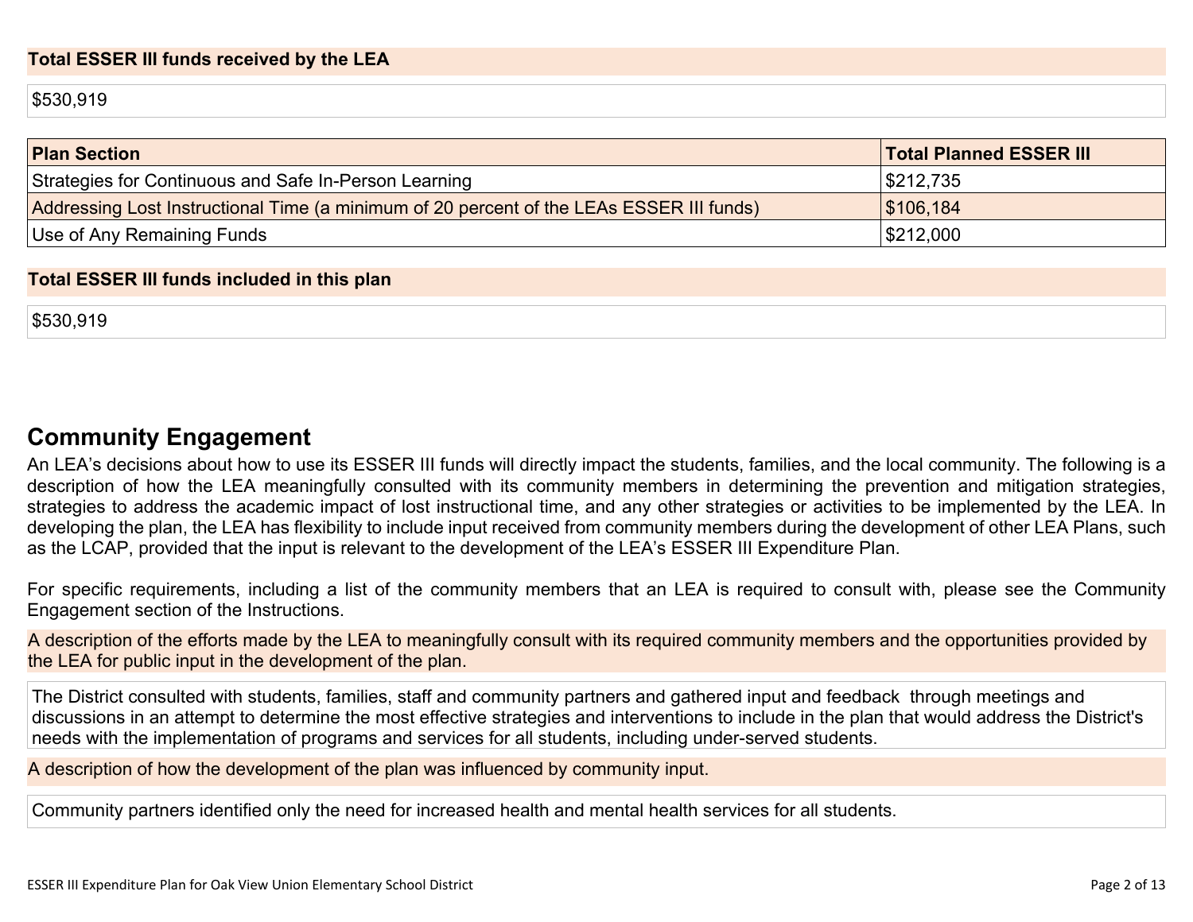**Total ESSER III funds received by the LEA**

$530,919

| Plan Section | Total Planned ESSER III |
| --- | --- |
| Strategies for Continuous and Safe In-Person Learning | $212,735 |
| Addressing Lost Instructional Time (a minimum of 20 percent of the LEAs ESSER III funds) | $106,184 |
| Use of Any Remaining Funds | $212,000 |

**Total ESSER III funds included in this plan**

$530,919

## Community Engagement

An LEA's decisions about how to use its ESSER III funds will directly impact the students, families, and the local community. The following is a description of how the LEA meaningfully consulted with its community members in determining the prevention and mitigation strategies, strategies to address the academic impact of lost instructional time, and any other strategies or activities to be implemented by the LEA. In developing the plan, the LEA has flexibility to include input received from community members during the development of other LEA Plans, such as the LCAP, provided that the input is relevant to the development of the LEA's ESSER III Expenditure Plan.

For specific requirements, including a list of the community members that an LEA is required to consult with, please see the Community Engagement section of the Instructions.

**A description of the efforts made by the LEA to meaningfully consult with its required community members and the opportunities provided by the LEA for public input in the development of the plan.**

The District consulted with students, families, staff and community partners and gathered input and feedback through meetings and discussions in an attempt to determine the most effective strategies and interventions to include in the plan that would address the District's needs with the implementation of programs and services for all students, including under-served students.

**A description of how the development of the plan was influenced by community input.**

Community partners identified only the need for increased health and mental health services for all students.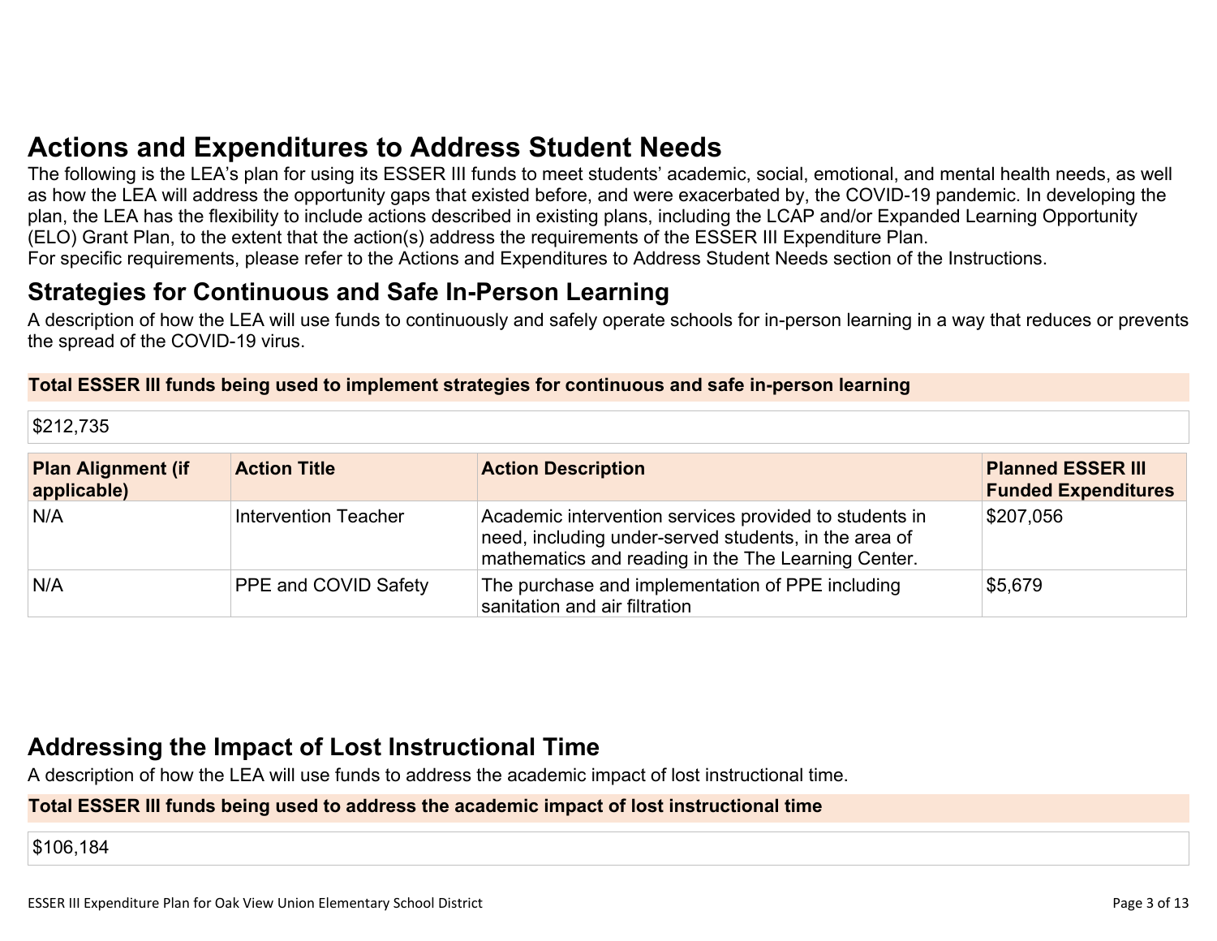# Actions and Expenditures to Address Student Needs

The following is the LEA's plan for using its ESSER III funds to meet students' academic, social, emotional, and mental health needs, as well as how the LEA will address the opportunity gaps that existed before, and were exacerbated by, the COVID-19 pandemic. In developing the plan, the LEA has the flexibility to include actions described in existing plans, including the LCAP and/or Expanded Learning Opportunity (ELO) Grant Plan, to the extent that the action(s) address the requirements of the ESSER III Expenditure Plan.
For specific requirements, please refer to the Actions and Expenditures to Address Student Needs section of the Instructions.

## Strategies for Continuous and Safe In-Person Learning

A description of how the LEA will use funds to continuously and safely operate schools for in-person learning in a way that reduces or prevents the spread of the COVID-19 virus.

**Total ESSER III funds being used to implement strategies for continuous and safe in-person learning**

$212,735

| Plan Alignment (if applicable) | Action Title | Action Description | Planned ESSER III Funded Expenditures |
|---|---|---|---|
| N/A | Intervention Teacher | Academic intervention services provided to students in need, including under-served students, in the area of mathematics and reading in the The Learning Center. | $207,056 |
| N/A | PPE and COVID Safety | The purchase and implementation of PPE including sanitation and air filtration | $5,679 |

## Addressing the Impact of Lost Instructional Time

A description of how the LEA will use funds to address the academic impact of lost instructional time.

**Total ESSER III funds being used to address the academic impact of lost instructional time**

$106,184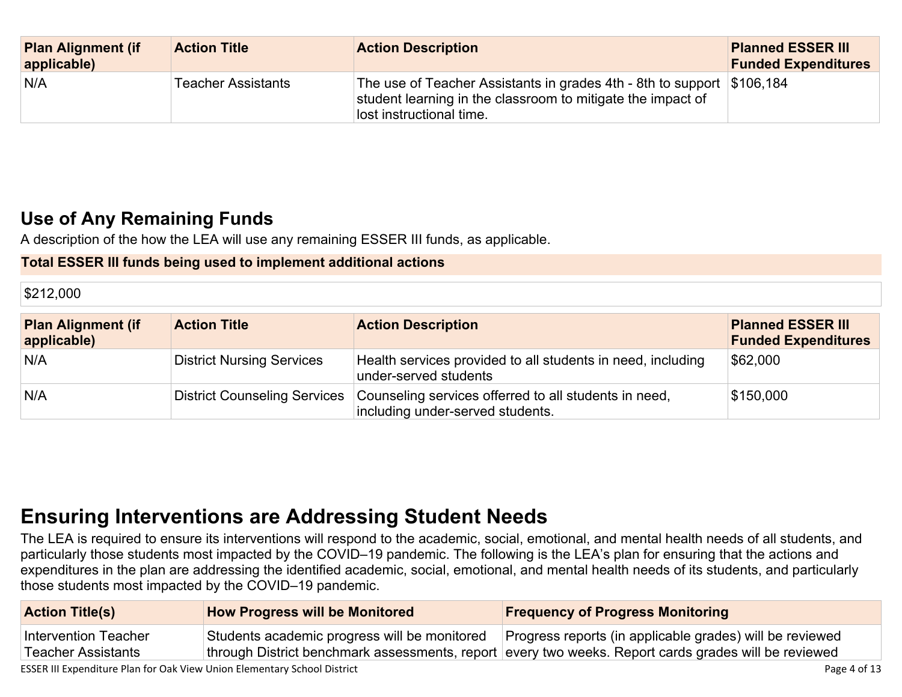| Plan Alignment (if applicable) | Action Title | Action Description | Planned ESSER III Funded Expenditures |
|---|---|---|---|
| N/A | Teacher Assistants | The use of Teacher Assistants in grades 4th - 8th to support student learning in the classroom to mitigate the impact of lost instructional time. | $106,184 |

## Use of Any Remaining Funds

A description of the how the LEA will use any remaining ESSER III funds, as applicable.

**Total ESSER III funds being used to implement additional actions**

$212,000

| Plan Alignment (if applicable) | Action Title | Action Description | Planned ESSER III Funded Expenditures |
|---|---|---|---|
| N/A | District Nursing Services | Health services provided to all students in need, including under-served students | $62,000 |
| N/A | District Counseling Services | Counseling services offerred to all students in need, including under-served students. | $150,000 |

# Ensuring Interventions are Addressing Student Needs

The LEA is required to ensure its interventions will respond to the academic, social, emotional, and mental health needs of all students, and particularly those students most impacted by the COVID–19 pandemic. The following is the LEA's plan for ensuring that the actions and expenditures in the plan are addressing the identified academic, social, emotional, and mental health needs of its students, and particularly those students most impacted by the COVID–19 pandemic.

| Action Title(s) | How Progress will be Monitored | Frequency of Progress Monitoring |
|---|---|---|
| Intervention Teacher<br>Teacher Assistants | Students academic progress will be monitored through District benchmark assessments, report | Progress reports (in applicable grades) will be reviewed every two weeks. Report cards grades will be reviewed |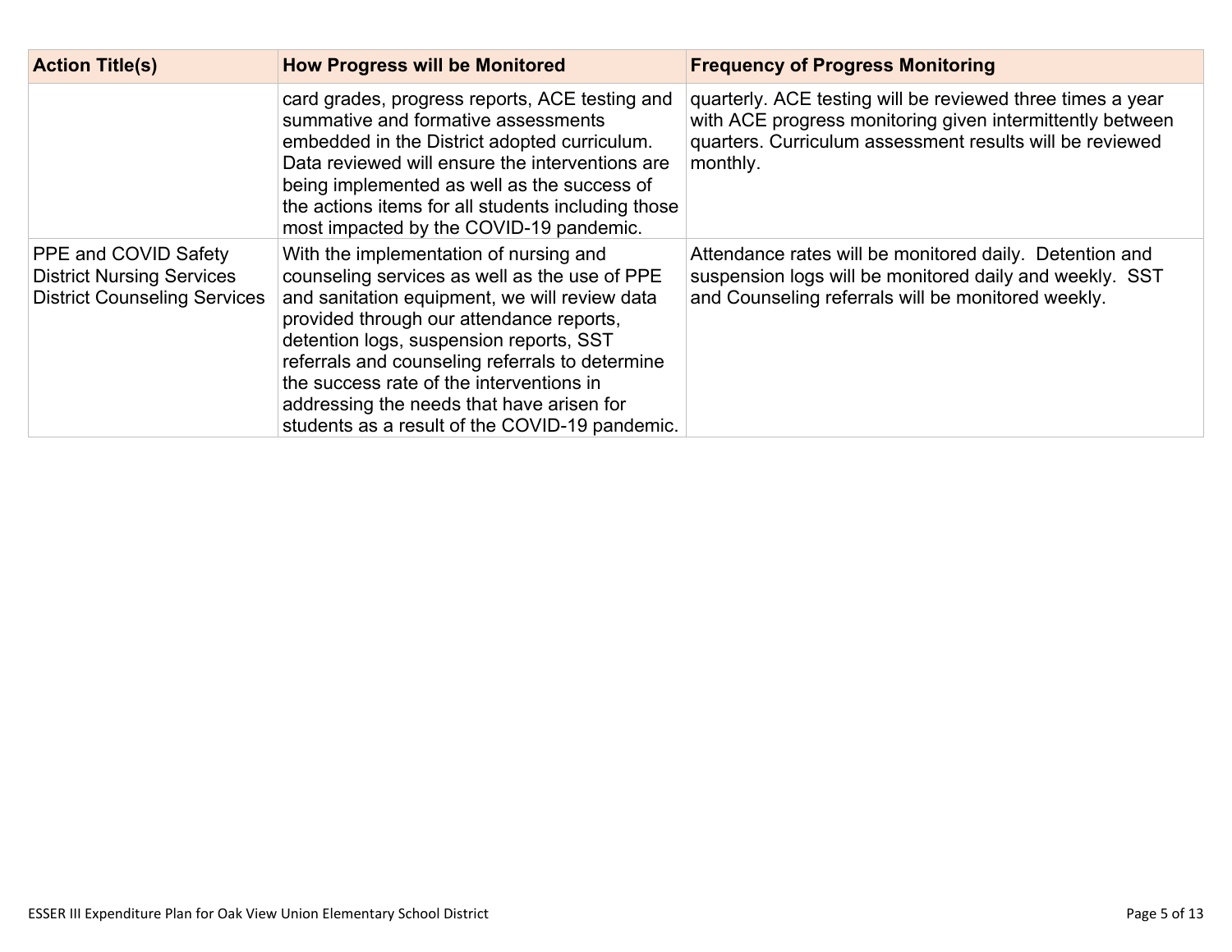| Action Title(s) | How Progress will be Monitored | Frequency of Progress Monitoring |
|---|---|---|
| | card grades, progress reports, ACE testing and summative and formative assessments embedded in the District adopted curriculum. Data reviewed will ensure the interventions are being implemented as well as the success of the actions items for all students including those most impacted by the COVID-19 pandemic. | quarterly. ACE testing will be reviewed three times a year with ACE progress monitoring given intermittently between quarters. Curriculum assessment results will be reviewed monthly. |
| PPE and COVID Safety<br>District Nursing Services<br>District Counseling Services | With the implementation of nursing and counseling services as well as the use of PPE and sanitation equipment, we will review data provided through our attendance reports, detention logs, suspension reports, SST referrals and counseling referrals to determine the success rate of the interventions in addressing the needs that have arisen for students as a result of the COVID-19 pandemic. | Attendance rates will be monitored daily. Detention and suspension logs will be monitored daily and weekly. SST and Counseling referrals will be monitored weekly. |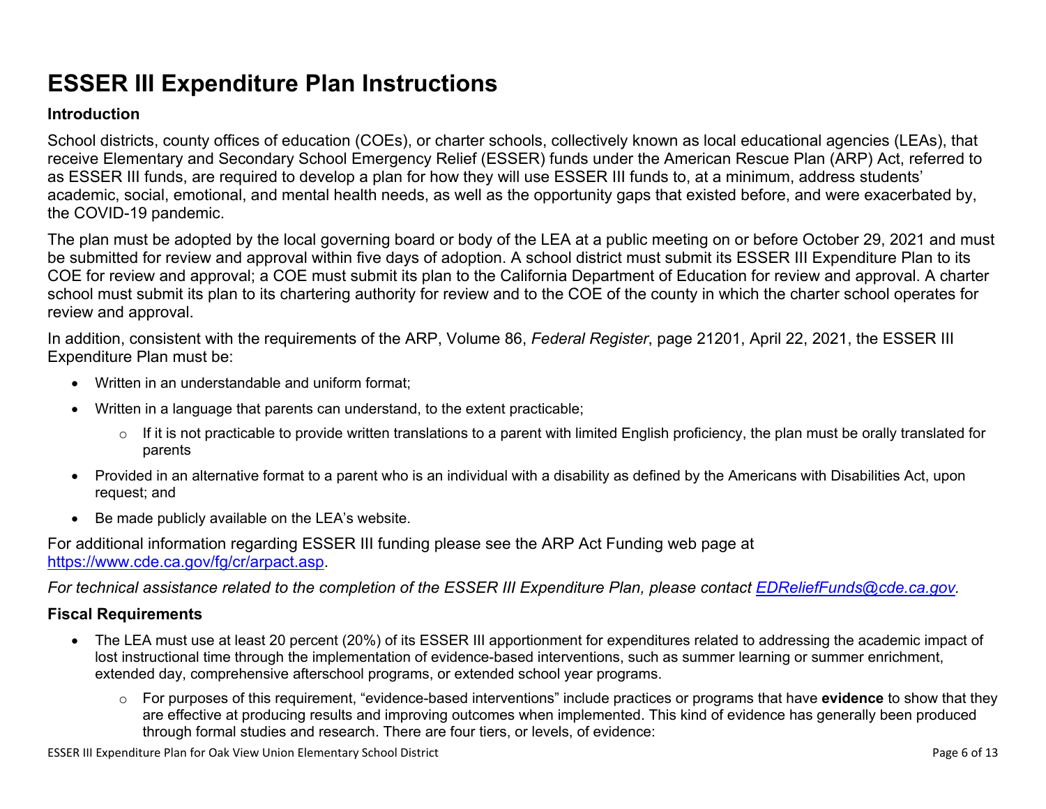# ESSER III Expenditure Plan Instructions

## Introduction

School districts, county offices of education (COEs), or charter schools, collectively known as local educational agencies (LEAs), that receive Elementary and Secondary School Emergency Relief (ESSER) funds under the American Rescue Plan (ARP) Act, referred to as ESSER III funds, are required to develop a plan for how they will use ESSER III funds to, at a minimum, address students' academic, social, emotional, and mental health needs, as well as the opportunity gaps that existed before, and were exacerbated by, the COVID-19 pandemic.

The plan must be adopted by the local governing board or body of the LEA at a public meeting on or before October 29, 2021 and must be submitted for review and approval within five days of adoption. A school district must submit its ESSER III Expenditure Plan to its COE for review and approval; a COE must submit its plan to the California Department of Education for review and approval. A charter school must submit its plan to its chartering authority for review and to the COE of the county in which the charter school operates for review and approval.

In addition, consistent with the requirements of the ARP, Volume 86, *Federal Register*, page 21201, April 22, 2021, the ESSER III Expenditure Plan must be:

- Written in an understandable and uniform format;
- Written in a language that parents can understand, to the extent practicable;
  - If it is not practicable to provide written translations to a parent with limited English proficiency, the plan must be orally translated for parents
- Provided in an alternative format to a parent who is an individual with a disability as defined by the Americans with Disabilities Act, upon request; and
- Be made publicly available on the LEA's website.

For additional information regarding ESSER III funding please see the ARP Act Funding web page at [https://www.cde.ca.gov/fg/cr/arpact.asp](https://www.cde.ca.gov/fg/cr/arpact.asp).

*For technical assistance related to the completion of the ESSER III Expenditure Plan, please contact [EDReliefFunds@cde.ca.gov](mailto:EDReliefFunds@cde.ca.gov).*

## Fiscal Requirements

- The LEA must use at least 20 percent (20%) of its ESSER III apportionment for expenditures related to addressing the academic impact of lost instructional time through the implementation of evidence-based interventions, such as summer learning or summer enrichment, extended day, comprehensive afterschool programs, or extended school year programs.
  - For purposes of this requirement, "evidence-based interventions" include practices or programs that have **evidence** to show that they are effective at producing results and improving outcomes when implemented. This kind of evidence has generally been produced through formal studies and research. There are four tiers, or levels, of evidence: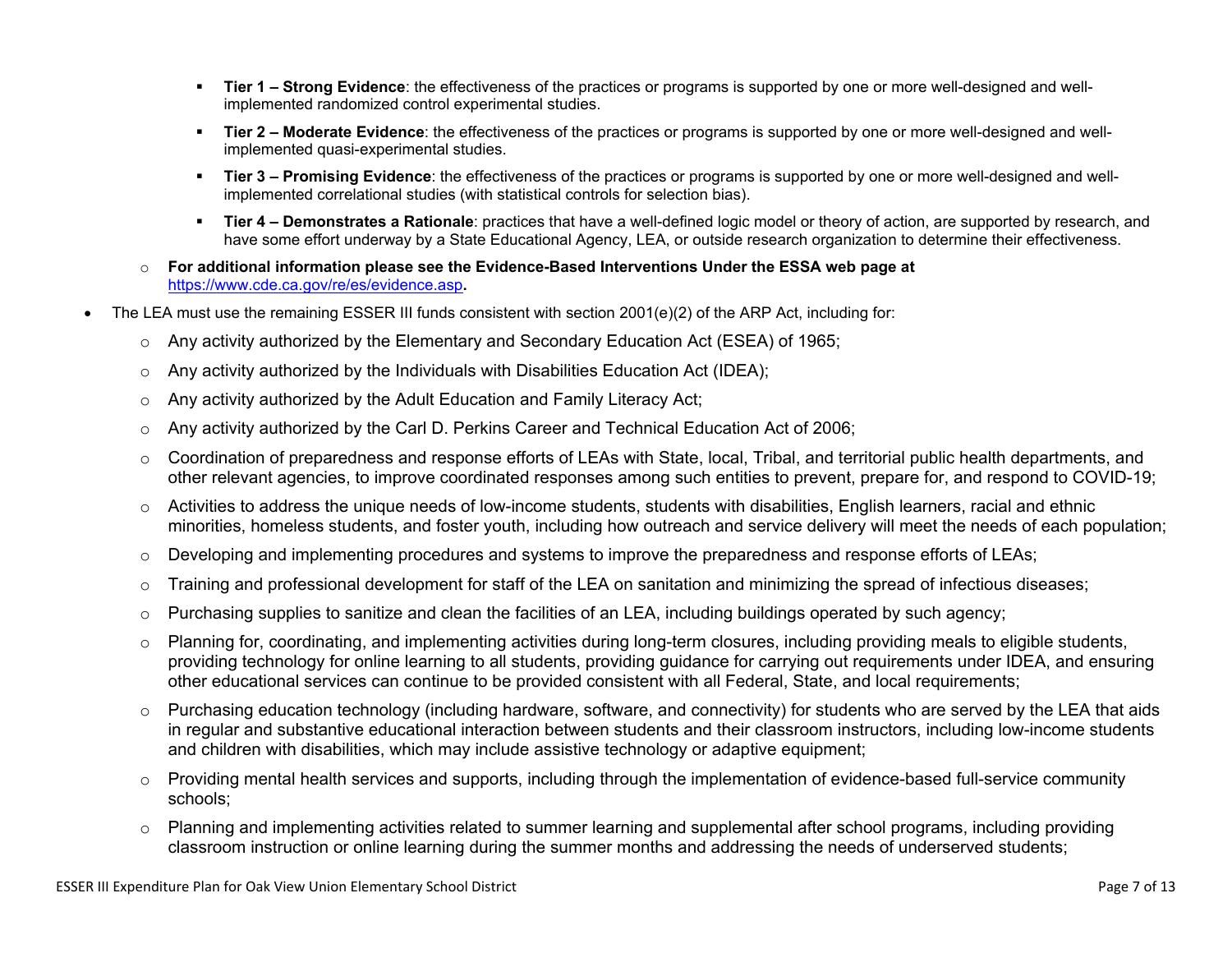- **Tier 1 – Strong Evidence**: the effectiveness of the practices or programs is supported by one or more well-designed and well-implemented randomized control experimental studies.
        - **Tier 2 – Moderate Evidence**: the effectiveness of the practices or programs is supported by one or more well-designed and well-implemented quasi-experimental studies.
        - **Tier 3 – Promising Evidence**: the effectiveness of the practices or programs is supported by one or more well-designed and well-implemented correlational studies (with statistical controls for selection bias).
        - **Tier 4 – Demonstrates a Rationale**: practices that have a well-defined logic model or theory of action, are supported by research, and have some effort underway by a State Educational Agency, LEA, or outside research organization to determine their effectiveness.
    - **For additional information please see the Evidence-Based Interventions Under the ESSA web page at** https://www.cde.ca.gov/re/es/evidence.asp**.**
- The LEA must use the remaining ESSER III funds consistent with section 2001(e)(2) of the ARP Act, including for:
    - Any activity authorized by the Elementary and Secondary Education Act (ESEA) of 1965;
    - Any activity authorized by the Individuals with Disabilities Education Act (IDEA);
    - Any activity authorized by the Adult Education and Family Literacy Act;
    - Any activity authorized by the Carl D. Perkins Career and Technical Education Act of 2006;
    - Coordination of preparedness and response efforts of LEAs with State, local, Tribal, and territorial public health departments, and other relevant agencies, to improve coordinated responses among such entities to prevent, prepare for, and respond to COVID-19;
    - Activities to address the unique needs of low-income students, students with disabilities, English learners, racial and ethnic minorities, homeless students, and foster youth, including how outreach and service delivery will meet the needs of each population;
    - Developing and implementing procedures and systems to improve the preparedness and response efforts of LEAs;
    - Training and professional development for staff of the LEA on sanitation and minimizing the spread of infectious diseases;
    - Purchasing supplies to sanitize and clean the facilities of an LEA, including buildings operated by such agency;
    - Planning for, coordinating, and implementing activities during long-term closures, including providing meals to eligible students, providing technology for online learning to all students, providing guidance for carrying out requirements under IDEA, and ensuring other educational services can continue to be provided consistent with all Federal, State, and local requirements;
    - Purchasing education technology (including hardware, software, and connectivity) for students who are served by the LEA that aids in regular and substantive educational interaction between students and their classroom instructors, including low-income students and children with disabilities, which may include assistive technology or adaptive equipment;
    - Providing mental health services and supports, including through the implementation of evidence-based full-service community schools;
    - Planning and implementing activities related to summer learning and supplemental after school programs, including providing classroom instruction or online learning during the summer months and addressing the needs of underserved students;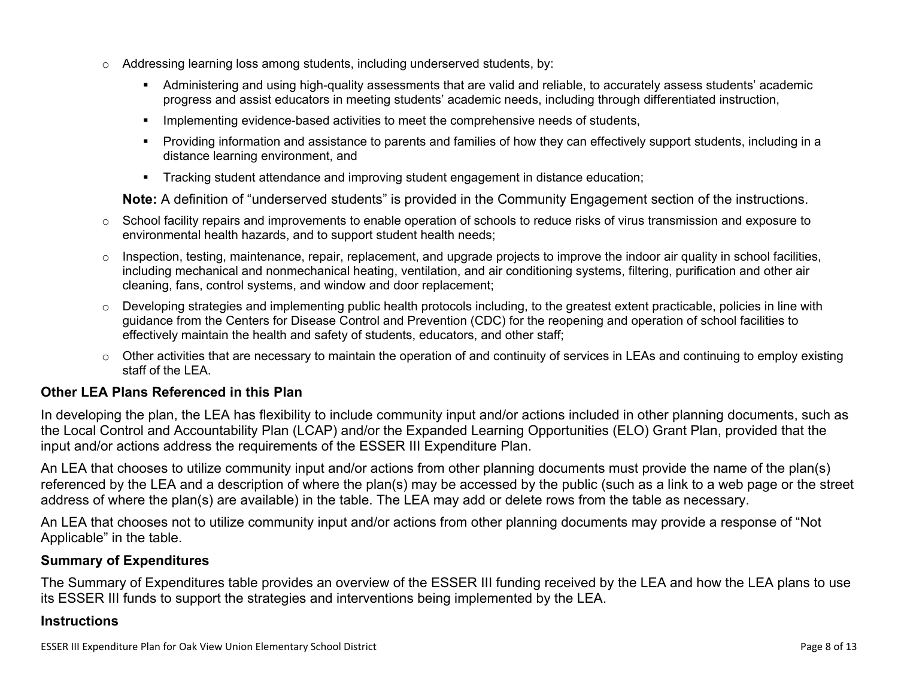- Addressing learning loss among students, including underserved students, by:
  - Administering and using high-quality assessments that are valid and reliable, to accurately assess students' academic progress and assist educators in meeting students' academic needs, including through differentiated instruction,
  - Implementing evidence-based activities to meet the comprehensive needs of students,
  - Providing information and assistance to parents and families of how they can effectively support students, including in a distance learning environment, and
  - Tracking student attendance and improving student engagement in distance education;

  **Note:** A definition of "underserved students" is provided in the Community Engagement section of the instructions.
- School facility repairs and improvements to enable operation of schools to reduce risks of virus transmission and exposure to environmental health hazards, and to support student health needs;
- Inspection, testing, maintenance, repair, replacement, and upgrade projects to improve the indoor air quality in school facilities, including mechanical and nonmechanical heating, ventilation, and air conditioning systems, filtering, purification and other air cleaning, fans, control systems, and window and door replacement;
- Developing strategies and implementing public health protocols including, to the greatest extent practicable, policies in line with guidance from the Centers for Disease Control and Prevention (CDC) for the reopening and operation of school facilities to effectively maintain the health and safety of students, educators, and other staff;
- Other activities that are necessary to maintain the operation of and continuity of services in LEAs and continuing to employ existing staff of the LEA.

### Other LEA Plans Referenced in this Plan

In developing the plan, the LEA has flexibility to include community input and/or actions included in other planning documents, such as the Local Control and Accountability Plan (LCAP) and/or the Expanded Learning Opportunities (ELO) Grant Plan, provided that the input and/or actions address the requirements of the ESSER III Expenditure Plan.

An LEA that chooses to utilize community input and/or actions from other planning documents must provide the name of the plan(s) referenced by the LEA and a description of where the plan(s) may be accessed by the public (such as a link to a web page or the street address of where the plan(s) are available) in the table. The LEA may add or delete rows from the table as necessary.

An LEA that chooses not to utilize community input and/or actions from other planning documents may provide a response of "Not Applicable" in the table.

### Summary of Expenditures

The Summary of Expenditures table provides an overview of the ESSER III funding received by the LEA and how the LEA plans to use its ESSER III funds to support the strategies and interventions being implemented by the LEA.

### Instructions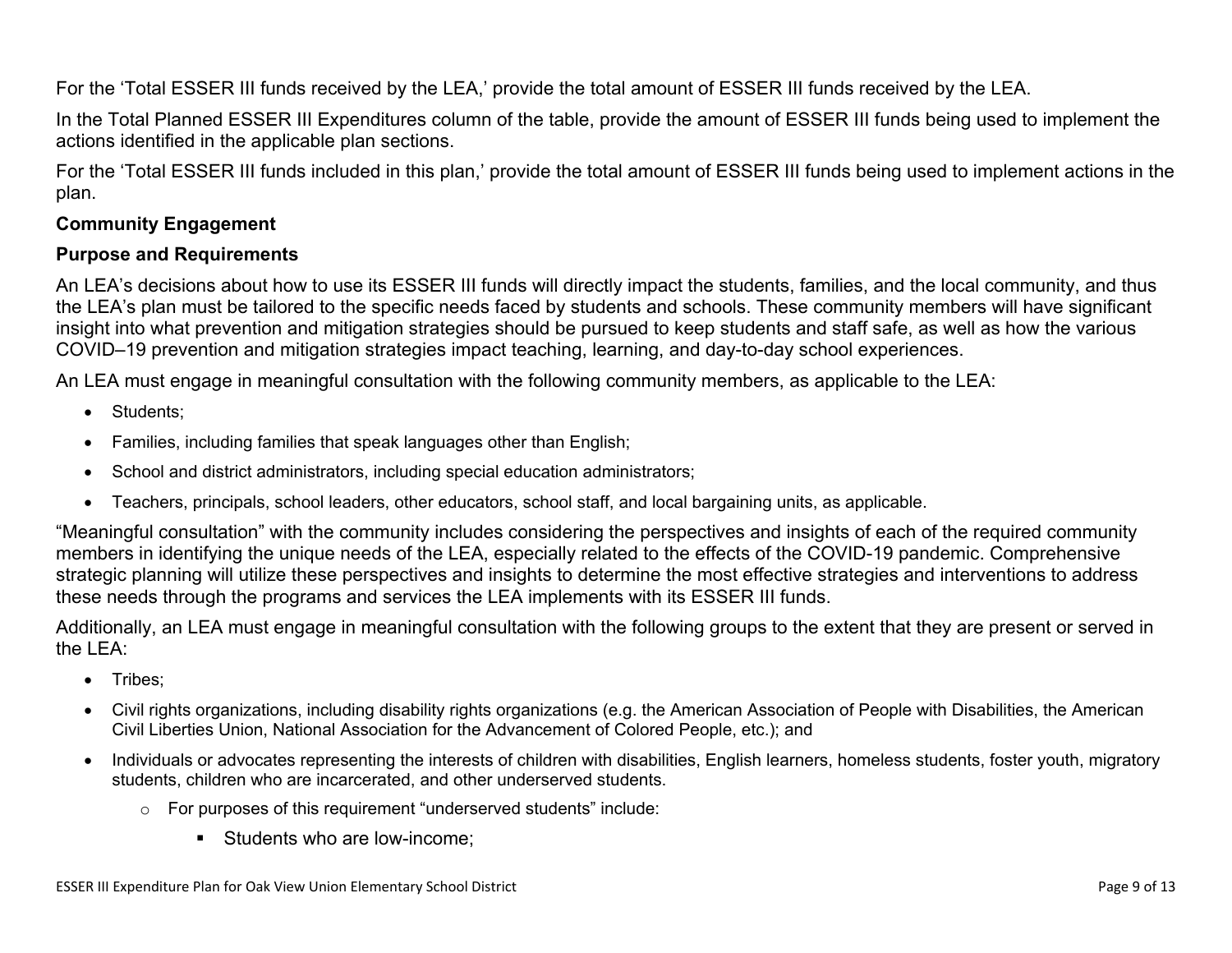For the 'Total ESSER III funds received by the LEA,' provide the total amount of ESSER III funds received by the LEA.

In the Total Planned ESSER III Expenditures column of the table, provide the amount of ESSER III funds being used to implement the actions identified in the applicable plan sections.

For the 'Total ESSER III funds included in this plan,' provide the total amount of ESSER III funds being used to implement actions in the plan.

### Community Engagement

### Purpose and Requirements

An LEA's decisions about how to use its ESSER III funds will directly impact the students, families, and the local community, and thus the LEA's plan must be tailored to the specific needs faced by students and schools. These community members will have significant insight into what prevention and mitigation strategies should be pursued to keep students and staff safe, as well as how the various COVID–19 prevention and mitigation strategies impact teaching, learning, and day-to-day school experiences.

An LEA must engage in meaningful consultation with the following community members, as applicable to the LEA:

- Students;
- Families, including families that speak languages other than English;
- School and district administrators, including special education administrators;
- Teachers, principals, school leaders, other educators, school staff, and local bargaining units, as applicable.

"Meaningful consultation" with the community includes considering the perspectives and insights of each of the required community members in identifying the unique needs of the LEA, especially related to the effects of the COVID-19 pandemic. Comprehensive strategic planning will utilize these perspectives and insights to determine the most effective strategies and interventions to address these needs through the programs and services the LEA implements with its ESSER III funds.

Additionally, an LEA must engage in meaningful consultation with the following groups to the extent that they are present or served in the LEA:

- Tribes;
- Civil rights organizations, including disability rights organizations (e.g. the American Association of People with Disabilities, the American Civil Liberties Union, National Association for the Advancement of Colored People, etc.); and
- Individuals or advocates representing the interests of children with disabilities, English learners, homeless students, foster youth, migratory students, children who are incarcerated, and other underserved students.
    - For purposes of this requirement "underserved students" include:
        - Students who are low-income;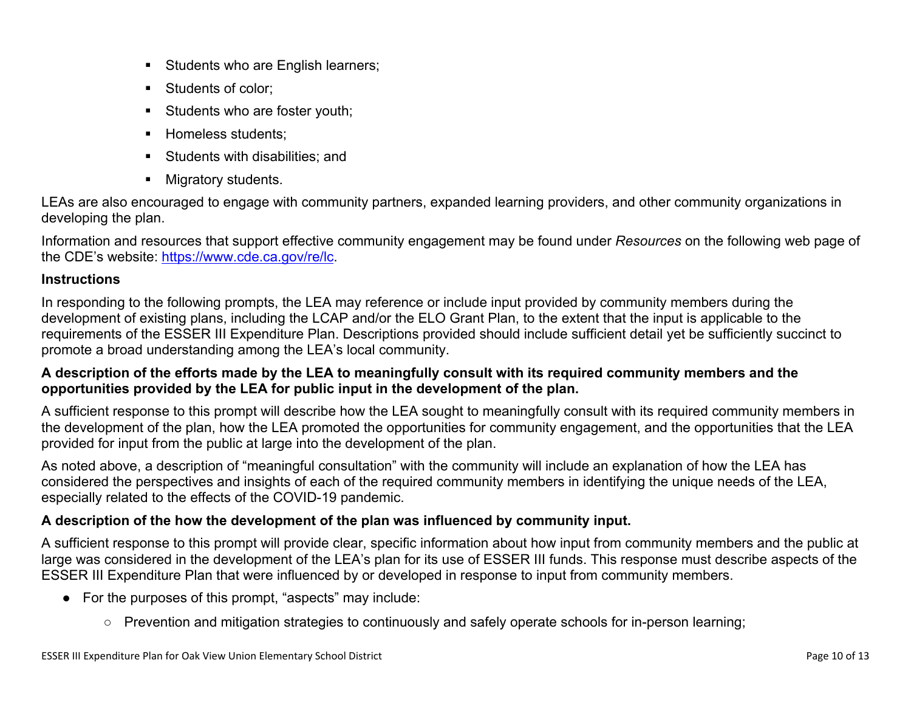- Students who are English learners;
- Students of color;
- Students who are foster youth;
- Homeless students;
- Students with disabilities; and
- Migratory students.

LEAs are also encouraged to engage with community partners, expanded learning providers, and other community organizations in developing the plan.

Information and resources that support effective community engagement may be found under *Resources* on the following web page of the CDE's website: [https://www.cde.ca.gov/re/lc](https://www.cde.ca.gov/re/lc).

**Instructions**

In responding to the following prompts, the LEA may reference or include input provided by community members during the development of existing plans, including the LCAP and/or the ELO Grant Plan, to the extent that the input is applicable to the requirements of the ESSER III Expenditure Plan. Descriptions provided should include sufficient detail yet be sufficiently succinct to promote a broad understanding among the LEA's local community.

**A description of the efforts made by the LEA to meaningfully consult with its required community members and the opportunities provided by the LEA for public input in the development of the plan.**

A sufficient response to this prompt will describe how the LEA sought to meaningfully consult with its required community members in the development of the plan, how the LEA promoted the opportunities for community engagement, and the opportunities that the LEA provided for input from the public at large into the development of the plan.

As noted above, a description of "meaningful consultation" with the community will include an explanation of how the LEA has considered the perspectives and insights of each of the required community members in identifying the unique needs of the LEA, especially related to the effects of the COVID-19 pandemic.

**A description of the how the development of the plan was influenced by community input.**

A sufficient response to this prompt will provide clear, specific information about how input from community members and the public at large was considered in the development of the LEA's plan for its use of ESSER III funds. This response must describe aspects of the ESSER III Expenditure Plan that were influenced by or developed in response to input from community members.

- For the purposes of this prompt, "aspects" may include:
  - Prevention and mitigation strategies to continuously and safely operate schools for in-person learning;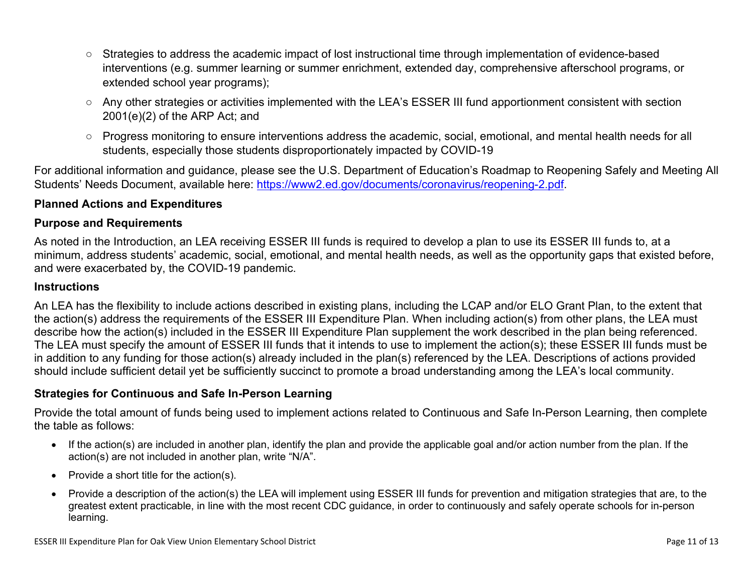- Strategies to address the academic impact of lost instructional time through implementation of evidence-based interventions (e.g. summer learning or summer enrichment, extended day, comprehensive afterschool programs, or extended school year programs);
- Any other strategies or activities implemented with the LEA's ESSER III fund apportionment consistent with section 2001(e)(2) of the ARP Act; and
- Progress monitoring to ensure interventions address the academic, social, emotional, and mental health needs for all students, especially those students disproportionately impacted by COVID-19

For additional information and guidance, please see the U.S. Department of Education's Roadmap to Reopening Safely and Meeting All Students' Needs Document, available here: [https://www2.ed.gov/documents/coronavirus/reopening-2.pdf](https://www2.ed.gov/documents/coronavirus/reopening-2.pdf).

### Planned Actions and Expenditures

### Purpose and Requirements

As noted in the Introduction, an LEA receiving ESSER III funds is required to develop a plan to use its ESSER III funds to, at a minimum, address students' academic, social, emotional, and mental health needs, as well as the opportunity gaps that existed before, and were exacerbated by, the COVID-19 pandemic.

### Instructions

An LEA has the flexibility to include actions described in existing plans, including the LCAP and/or ELO Grant Plan, to the extent that the action(s) address the requirements of the ESSER III Expenditure Plan. When including action(s) from other plans, the LEA must describe how the action(s) included in the ESSER III Expenditure Plan supplement the work described in the plan being referenced. The LEA must specify the amount of ESSER III funds that it intends to use to implement the action(s); these ESSER III funds must be in addition to any funding for those action(s) already included in the plan(s) referenced by the LEA. Descriptions of actions provided should include sufficient detail yet be sufficiently succinct to promote a broad understanding among the LEA's local community.

### Strategies for Continuous and Safe In-Person Learning

Provide the total amount of funds being used to implement actions related to Continuous and Safe In-Person Learning, then complete the table as follows:

- If the action(s) are included in another plan, identify the plan and provide the applicable goal and/or action number from the plan. If the action(s) are not included in another plan, write "N/A".
- Provide a short title for the action(s).
- Provide a description of the action(s) the LEA will implement using ESSER III funds for prevention and mitigation strategies that are, to the greatest extent practicable, in line with the most recent CDC guidance, in order to continuously and safely operate schools for in-person learning.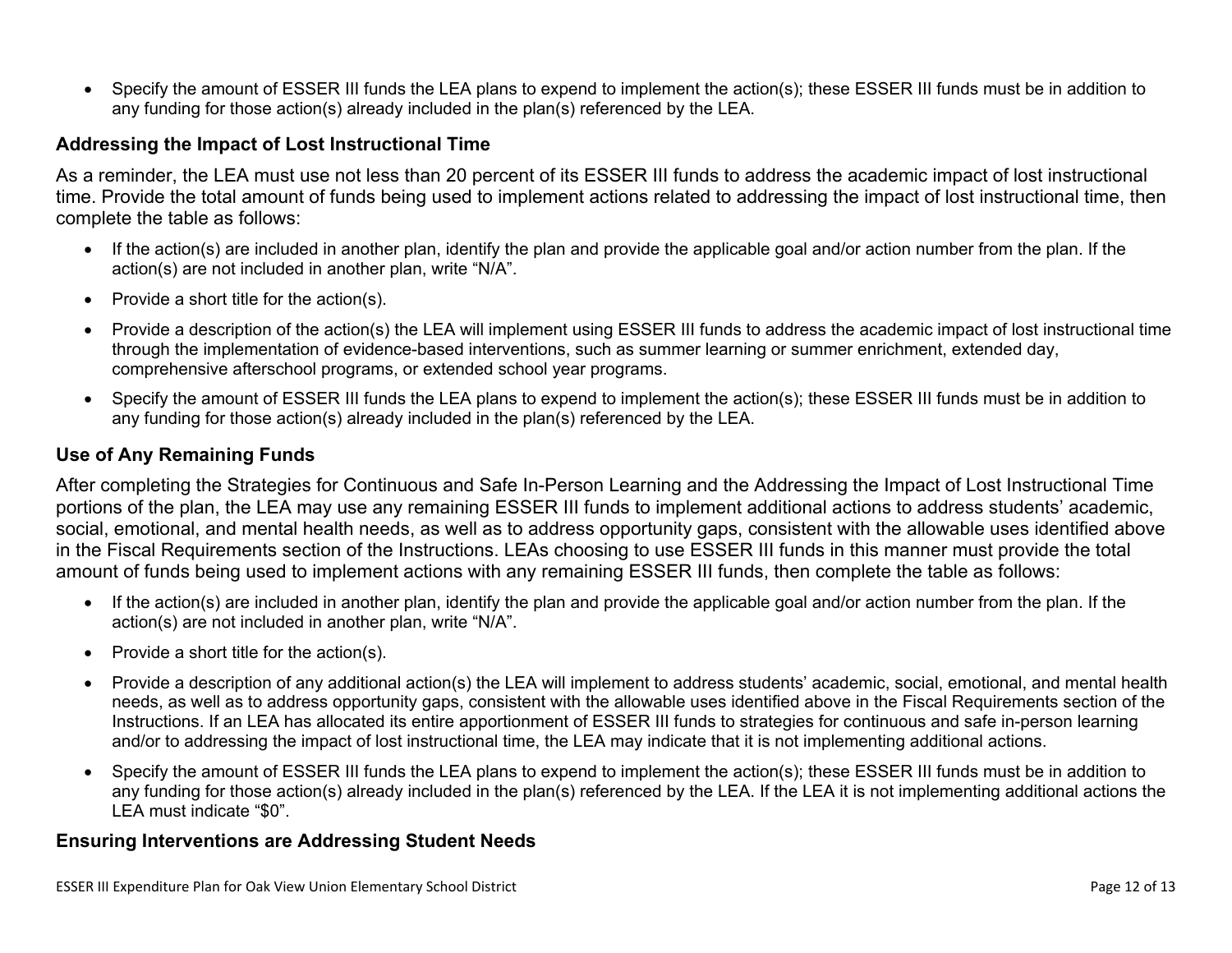- Specify the amount of ESSER III funds the LEA plans to expend to implement the action(s); these ESSER III funds must be in addition to any funding for those action(s) already included in the plan(s) referenced by the LEA.

### Addressing the Impact of Lost Instructional Time

As a reminder, the LEA must use not less than 20 percent of its ESSER III funds to address the academic impact of lost instructional time. Provide the total amount of funds being used to implement actions related to addressing the impact of lost instructional time, then complete the table as follows:

- If the action(s) are included in another plan, identify the plan and provide the applicable goal and/or action number from the plan. If the action(s) are not included in another plan, write "N/A".
- Provide a short title for the action(s).
- Provide a description of the action(s) the LEA will implement using ESSER III funds to address the academic impact of lost instructional time through the implementation of evidence-based interventions, such as summer learning or summer enrichment, extended day, comprehensive afterschool programs, or extended school year programs.
- Specify the amount of ESSER III funds the LEA plans to expend to implement the action(s); these ESSER III funds must be in addition to any funding for those action(s) already included in the plan(s) referenced by the LEA.

### Use of Any Remaining Funds

After completing the Strategies for Continuous and Safe In-Person Learning and the Addressing the Impact of Lost Instructional Time portions of the plan, the LEA may use any remaining ESSER III funds to implement additional actions to address students' academic, social, emotional, and mental health needs, as well as to address opportunity gaps, consistent with the allowable uses identified above in the Fiscal Requirements section of the Instructions. LEAs choosing to use ESSER III funds in this manner must provide the total amount of funds being used to implement actions with any remaining ESSER III funds, then complete the table as follows:

- If the action(s) are included in another plan, identify the plan and provide the applicable goal and/or action number from the plan. If the action(s) are not included in another plan, write "N/A".
- Provide a short title for the action(s).
- Provide a description of any additional action(s) the LEA will implement to address students' academic, social, emotional, and mental health needs, as well as to address opportunity gaps, consistent with the allowable uses identified above in the Fiscal Requirements section of the Instructions. If an LEA has allocated its entire apportionment of ESSER III funds to strategies for continuous and safe in-person learning and/or to addressing the impact of lost instructional time, the LEA may indicate that it is not implementing additional actions.
- Specify the amount of ESSER III funds the LEA plans to expend to implement the action(s); these ESSER III funds must be in addition to any funding for those action(s) already included in the plan(s) referenced by the LEA. If the LEA it is not implementing additional actions the LEA must indicate "$0".

### Ensuring Interventions are Addressing Student Needs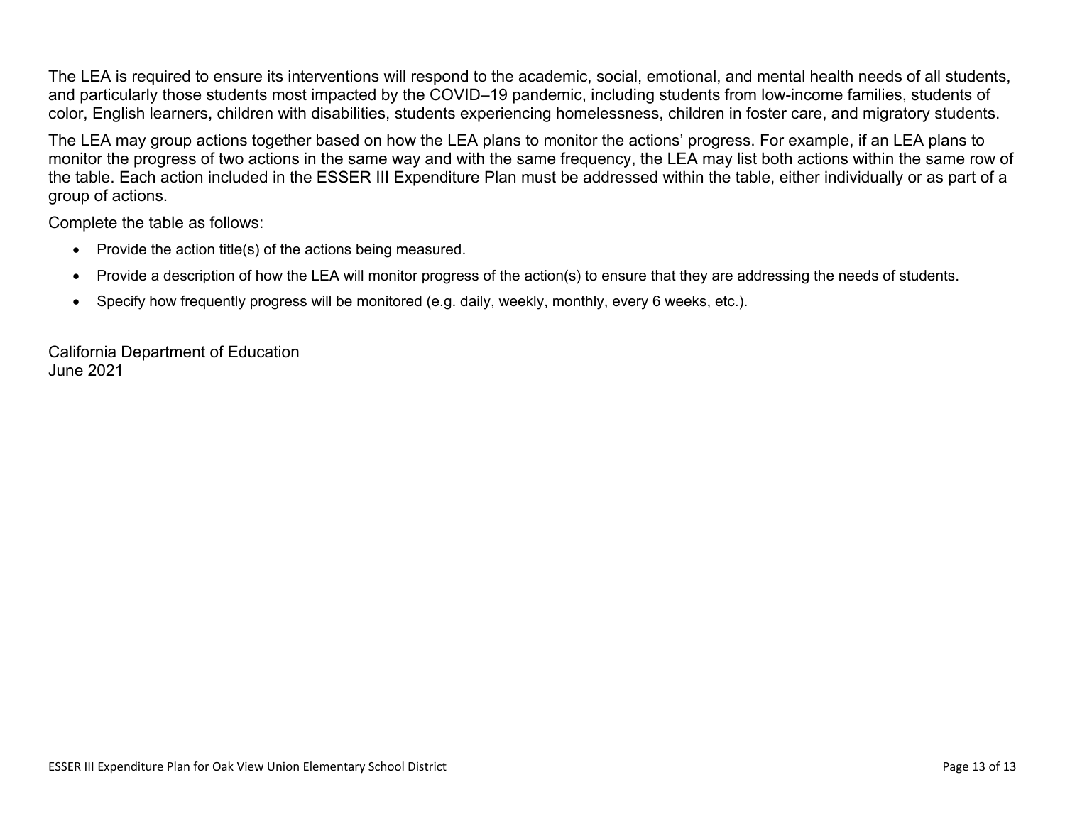The LEA is required to ensure its interventions will respond to the academic, social, emotional, and mental health needs of all students, and particularly those students most impacted by the COVID–19 pandemic, including students from low-income families, students of color, English learners, children with disabilities, students experiencing homelessness, children in foster care, and migratory students.

The LEA may group actions together based on how the LEA plans to monitor the actions' progress. For example, if an LEA plans to monitor the progress of two actions in the same way and with the same frequency, the LEA may list both actions within the same row of the table. Each action included in the ESSER III Expenditure Plan must be addressed within the table, either individually or as part of a group of actions.

Complete the table as follows:

- Provide the action title(s) of the actions being measured.
- Provide a description of how the LEA will monitor progress of the action(s) to ensure that they are addressing the needs of students.
- Specify how frequently progress will be monitored (e.g. daily, weekly, monthly, every 6 weeks, etc.).

California Department of Education
June 2021